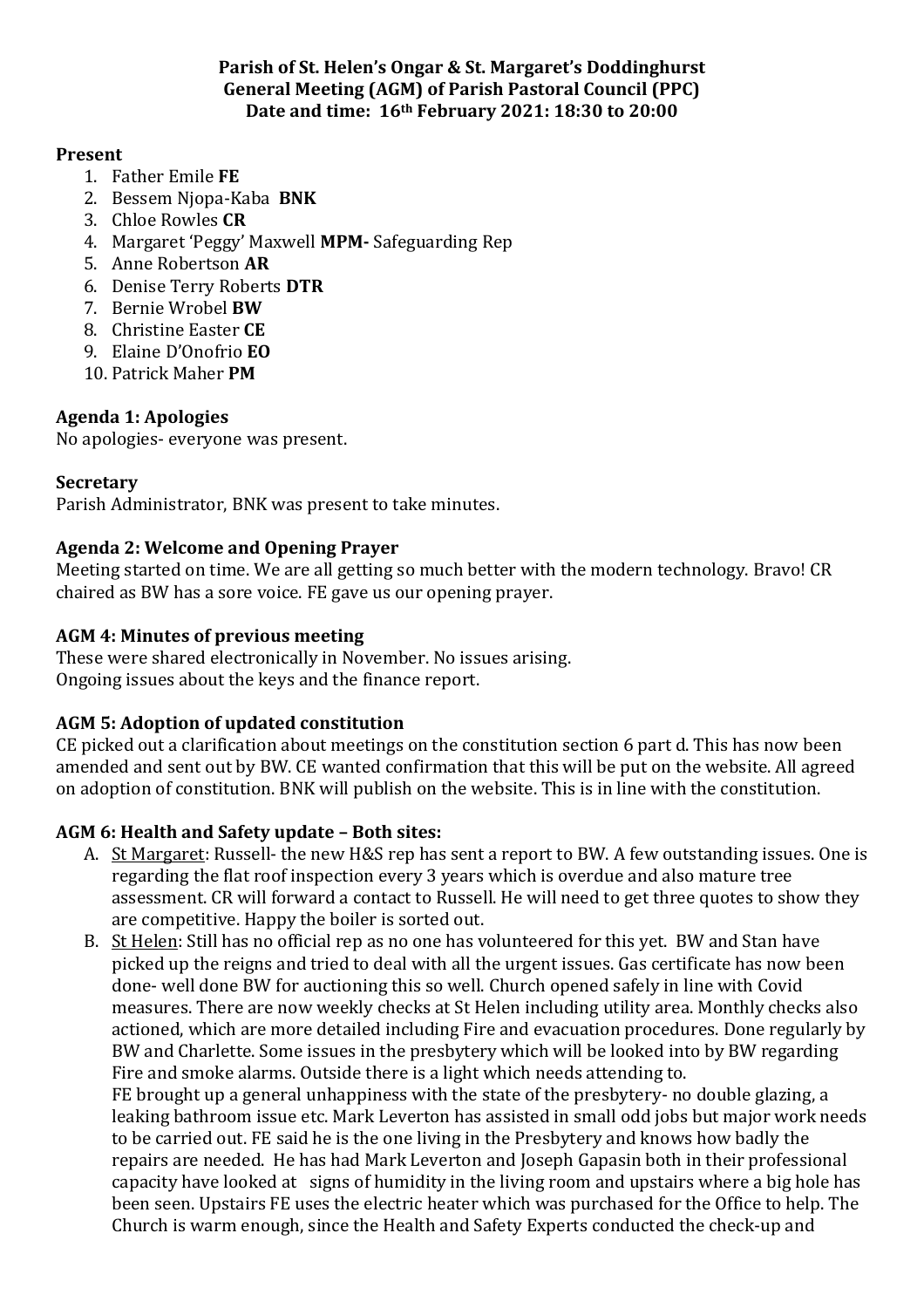**Parish of St. Helen's Ongar & St. Margaret's Doddinghurst**
**General Meeting (AGM) of Parish Pastoral Council (PPC)**
**Date and time: 16th February 2021: 18:30 to 20:00**

**Present**

1. Father Emile **FE**
2. Bessem Njopa-Kaba **BNK**
3. Chloe Rowles **CR**
4. Margaret 'Peggy' Maxwell **MPM-** Safeguarding Rep
5. Anne Robertson **AR**
6. Denise Terry Roberts **DTR**
7. Bernie Wrobel **BW**
8. Christine Easter **CE**
9. Elaine D'Onofrio **EO**
10. Patrick Maher **PM**

**Agenda 1: Apologies**
No apologies- everyone was present.

**Secretary**
Parish Administrator, BNK was present to take minutes.

**Agenda 2: Welcome and Opening Prayer**
Meeting started on time. We are all getting so much better with the modern technology. Bravo! CR chaired as BW has a sore voice. FE gave us our opening prayer.

**AGM 4: Minutes of previous meeting**
These were shared electronically in November. No issues arising.
Ongoing issues about the keys and the finance report.

**AGM 5: Adoption of updated constitution**
CE picked out a clarification about meetings on the constitution section 6 part d. This has now been amended and sent out by BW. CE wanted confirmation that this will be put on the website. All agreed on adoption of constitution. BNK will publish on the website. This is in line with the constitution.

**AGM 6: Health and Safety update – Both sites:**

A. St Margaret: Russell- the new H&S rep has sent a report to BW. A few outstanding issues. One is regarding the flat roof inspection every 3 years which is overdue and also mature tree assessment. CR will forward a contact to Russell. He will need to get three quotes to show they are competitive. Happy the boiler is sorted out.

B. St Helen: Still has no official rep as no one has volunteered for this yet. BW and Stan have picked up the reigns and tried to deal with all the urgent issues. Gas certificate has now been done- well done BW for auctioning this so well. Church opened safely in line with Covid measures. There are now weekly checks at St Helen including utility area. Monthly checks also actioned, which are more detailed including Fire and evacuation procedures. Done regularly by BW and Charlette. Some issues in the presbytery which will be looked into by BW regarding Fire and smoke alarms. Outside there is a light which needs attending to.
FE brought up a general unhappiness with the state of the presbytery- no double glazing, a leaking bathroom issue etc. Mark Leverton has assisted in small odd jobs but major work needs to be carried out. FE said he is the one living in the Presbytery and knows how badly the repairs are needed. He has had Mark Leverton and Joseph Gapasin both in their professional capacity have looked at signs of humidity in the living room and upstairs where a big hole has been seen. Upstairs FE uses the electric heater which was purchased for the Office to help. The Church is warm enough, since the Health and Safety Experts conducted the check-up and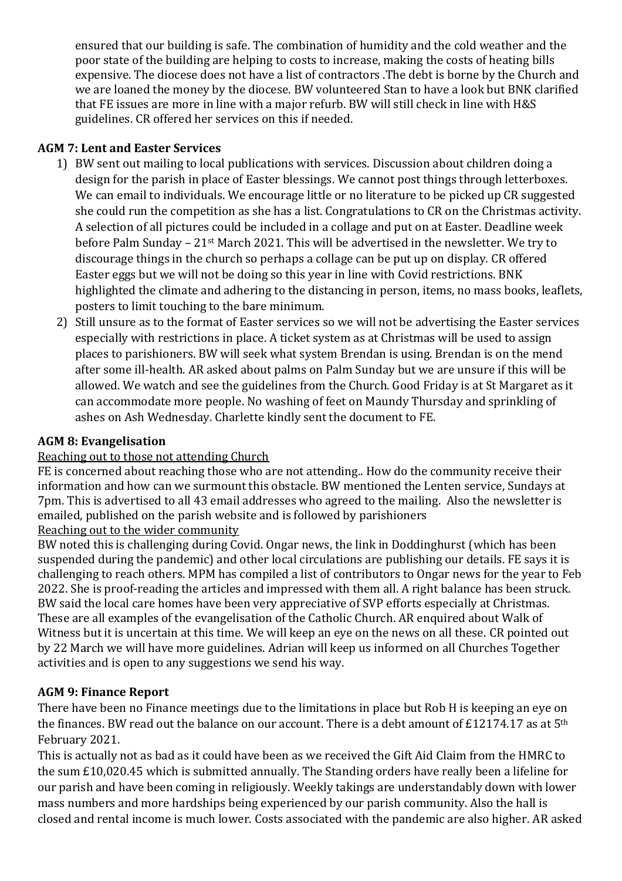ensured that our building is safe. The combination of humidity and the cold weather and the poor state of the building are helping to costs to increase, making the costs of heating bills expensive. The diocese does not have a list of contractors .The debt is borne by the Church and we are loaned the money by the diocese. BW volunteered Stan to have a look but BNK clarified that FE issues are more in line with a major refurb. BW will still check in line with H&S guidelines. CR offered her services on this if needed.

**AGM 7: Lent and Easter Services**

1) BW sent out mailing to local publications with services. Discussion about children doing a design for the parish in place of Easter blessings. We cannot post things through letterboxes. We can email to individuals. We encourage little or no literature to be picked up CR suggested she could run the competition as she has a list. Congratulations to CR on the Christmas activity. A selection of all pictures could be included in a collage and put on at Easter. Deadline week before Palm Sunday – 21st March 2021. This will be advertised in the newsletter. We try to discourage things in the church so perhaps a collage can be put up on display. CR offered Easter eggs but we will not be doing so this year in line with Covid restrictions. BNK highlighted the climate and adhering to the distancing in person, items, no mass books, leaflets, posters to limit touching to the bare minimum.
2) Still unsure as to the format of Easter services so we will not be advertising the Easter services especially with restrictions in place. A ticket system as at Christmas will be used to assign places to parishioners. BW will seek what system Brendan is using. Brendan is on the mend after some ill-health. AR asked about palms on Palm Sunday but we are unsure if this will be allowed. We watch and see the guidelines from the Church. Good Friday is at St Margaret as it can accommodate more people. No washing of feet on Maundy Thursday and sprinkling of ashes on Ash Wednesday. Charlette kindly sent the document to FE.

**AGM 8: Evangelisation**

Reaching out to those not attending Church

FE is concerned about reaching those who are not attending.. How do the community receive their information and how can we surmount this obstacle. BW mentioned the Lenten service, Sundays at 7pm. This is advertised to all 43 email addresses who agreed to the mailing. Also the newsletter is emailed, published on the parish website and is followed by parishioners

Reaching out to the wider community

BW noted this is challenging during Covid. Ongar news, the link in Doddinghurst (which has been suspended during the pandemic) and other local circulations are publishing our details. FE says it is challenging to reach others. MPM has compiled a list of contributors to Ongar news for the year to Feb 2022. She is proof-reading the articles and impressed with them all. A right balance has been struck. BW said the local care homes have been very appreciative of SVP efforts especially at Christmas. These are all examples of the evangelisation of the Catholic Church. AR enquired about Walk of Witness but it is uncertain at this time. We will keep an eye on the news on all these. CR pointed out by 22 March we will have more guidelines. Adrian will keep us informed on all Churches Together activities and is open to any suggestions we send his way.

**AGM 9: Finance Report**

There have been no Finance meetings due to the limitations in place but Rob H is keeping an eye on the finances. BW read out the balance on our account. There is a debt amount of £12174.17 as at 5th February 2021.

This is actually not as bad as it could have been as we received the Gift Aid Claim from the HMRC to the sum £10,020.45 which is submitted annually. The Standing orders have really been a lifeline for our parish and have been coming in religiously. Weekly takings are understandably down with lower mass numbers and more hardships being experienced by our parish community. Also the hall is closed and rental income is much lower. Costs associated with the pandemic are also higher. AR asked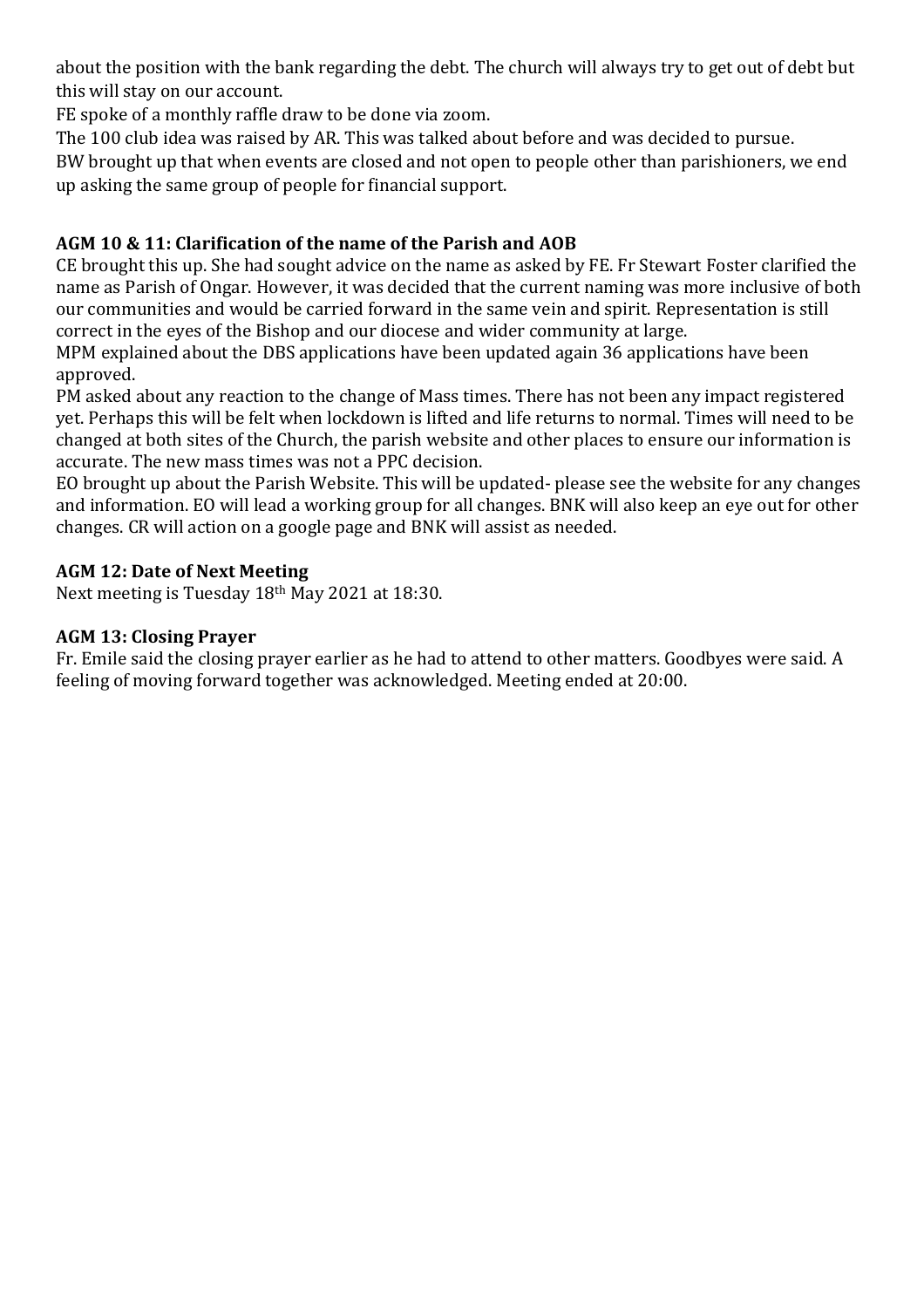about the position with the bank regarding the debt. The church will always try to get out of debt but this will stay on our account.

FE spoke of a monthly raffle draw to be done via zoom.

The 100 club idea was raised by AR. This was talked about before and was decided to pursue.

BW brought up that when events are closed and not open to people other than parishioners, we end up asking the same group of people for financial support.

**AGM 10 & 11: Clarification of the name of the Parish and AOB**

CE brought this up. She had sought advice on the name as asked by FE. Fr Stewart Foster clarified the name as Parish of Ongar. However, it was decided that the current naming was more inclusive of both our communities and would be carried forward in the same vein and spirit. Representation is still correct in the eyes of the Bishop and our diocese and wider community at large.

MPM explained about the DBS applications have been updated again 36 applications have been approved.

PM asked about any reaction to the change of Mass times. There has not been any impact registered yet. Perhaps this will be felt when lockdown is lifted and life returns to normal. Times will need to be changed at both sites of the Church, the parish website and other places to ensure our information is accurate. The new mass times was not a PPC decision.

EO brought up about the Parish Website. This will be updated- please see the website for any changes and information. EO will lead a working group for all changes. BNK will also keep an eye out for other changes. CR will action on a google page and BNK will assist as needed.

**AGM 12: Date of Next Meeting**

Next meeting is Tuesday 18th May 2021 at 18:30.

**AGM 13: Closing Prayer**

Fr. Emile said the closing prayer earlier as he had to attend to other matters. Goodbyes were said. A feeling of moving forward together was acknowledged. Meeting ended at 20:00.